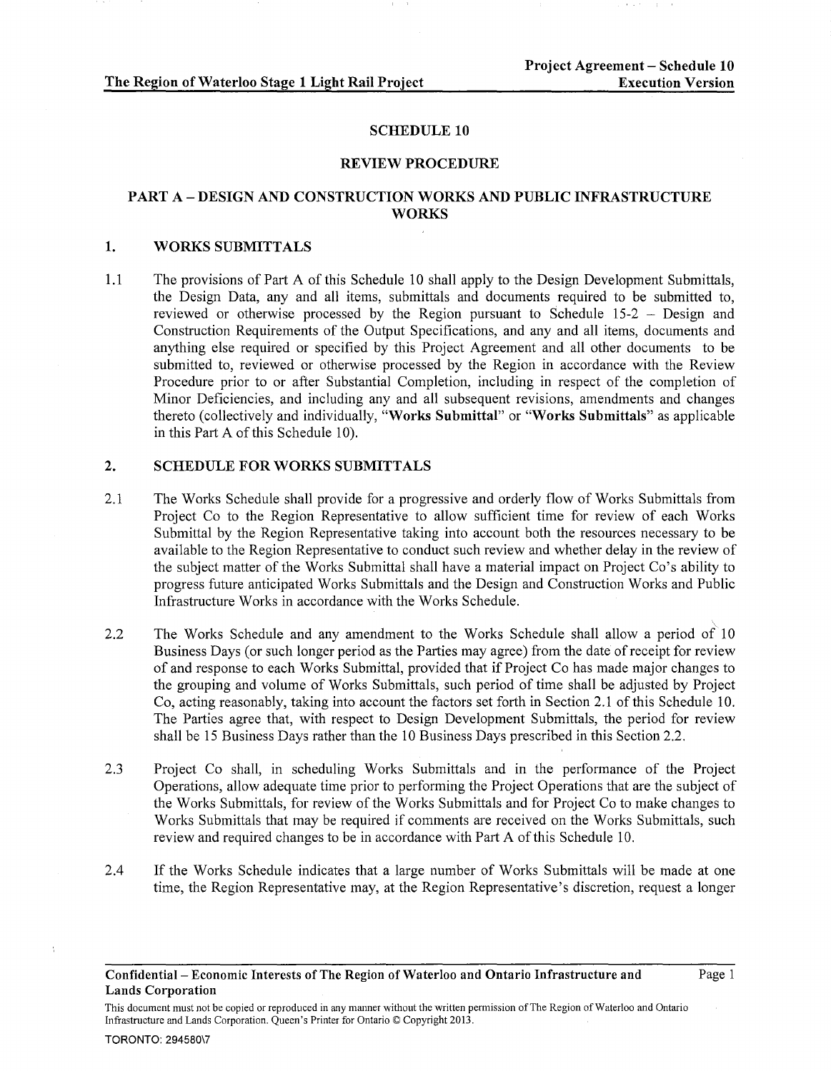# SCHEDULE 10

# REVIEW PROCEDURE

## PART A – DESIGN AND CONSTRUCTION WORKS AND PUBLIC INFRASTRUCTURE WORKS

### 1. WORKS SUBMITTALS

1.1 The provisions of Part A of this Schedule 10 shall apply to the Design Development Submittals, the Design Data, any and all items, submittals and documents required to be submitted to, reviewed or otherwise processed by the Region pursuant to Schedule 15-2 – Design and Construction Requirements of the Output Specifications, and any and all items, documents and anything else required or specified by this Project Agreement and all other documents to be submitted to, reviewed or otherwise processed by the Region in accordance with the Review Procedure prior to or after Substantial Completion, including in respect of the completion of Minor Deficiencies, and including any and all subsequent revisions, amendments and changes thereto (collectively and individually, "**Works Submittal**" or "**Works Submittals**" as applicable in this Part A of this Schedule 10).

### 2. SCHEDULE FOR WORKS SUBMITTALS

2.1 The Works Schedule shall provide for a progressive and orderly flow of Works Submittals from Project Co to the Region Representative to allow sufficient time for review of each Works Submittal by the Region Representative taking into account both the resources necessary to be available to the Region Representative to conduct such review and whether delay in the review of the subject matter of the Works Submittal shall have a material impact on Project Co's ability to progress future anticipated Works Submittals and the Design and Construction Works and Public Infrastructure Works in accordance with the Works Schedule.

2.2 The Works Schedule and any amendment to the Works Schedule shall allow a period of 10 Business Days (or such longer period as the Parties may agree) from the date of receipt for review of and response to each Works Submittal, provided that if Project Co has made major changes to the grouping and volume of Works Submittals, such period of time shall be adjusted by Project Co, acting reasonably, taking into account the factors set forth in Section 2.1 of this Schedule 10. The Parties agree that, with respect to Design Development Submittals, the period for review shall be 15 Business Days rather than the 10 Business Days prescribed in this Section 2.2.

2.3 Project Co shall, in scheduling Works Submittals and in the performance of the Project Operations, allow adequate time prior to performing the Project Operations that are the subject of the Works Submittals, for review of the Works Submittals and for Project Co to make changes to Works Submittals that may be required if comments are received on the Works Submittals, such review and required changes to be in accordance with Part A of this Schedule 10.

2.4 If the Works Schedule indicates that a large number of Works Submittals will be made at one time, the Region Representative may, at the Region Representative's discretion, request a longer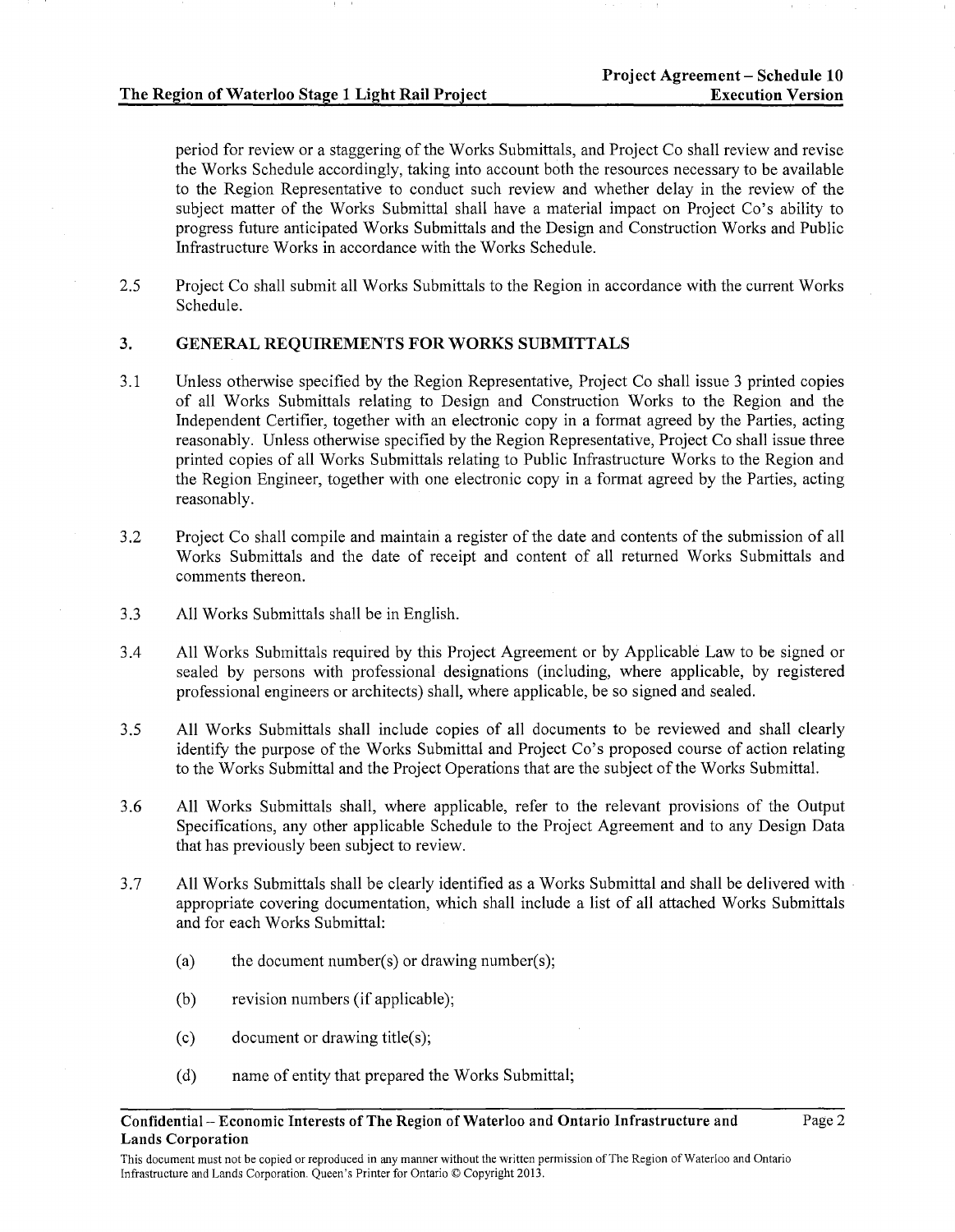period for review or a staggering of the Works Submittals, and Project Co shall review and revise the Works Schedule accordingly, taking into account both the resources necessary to be available to the Region Representative to conduct such review and whether delay in the review of the subject matter of the Works Submittal shall have a material impact on Project Co's ability to progress future anticipated Works Submittals and the Design and Construction Works and Public Infrastructure Works in accordance with the Works Schedule.

2.5 Project Co shall submit all Works Submittals to the Region in accordance with the current Works Schedule.

## 3. GENERAL REQUIREMENTS FOR WORKS SUBMITTALS

3.1 Unless otherwise specified by the Region Representative, Project Co shall issue 3 printed copies of all Works Submittals relating to Design and Construction Works to the Region and the Independent Certifier, together with an electronic copy in a format agreed by the Parties, acting reasonably. Unless otherwise specified by the Region Representative, Project Co shall issue three printed copies of all Works Submittals relating to Public Infrastructure Works to the Region and the Region Engineer, together with one electronic copy in a format agreed by the Parties, acting reasonably.

3.2 Project Co shall compile and maintain a register of the date and contents of the submission of all Works Submittals and the date of receipt and content of all returned Works Submittals and comments thereon.

3.3 All Works Submittals shall be in English.

3.4 All Works Submittals required by this Project Agreement or by Applicable Law to be signed or sealed by persons with professional designations (including, where applicable, by registered professional engineers or architects) shall, where applicable, be so signed and sealed.

3.5 All Works Submittals shall include copies of all documents to be reviewed and shall clearly identify the purpose of the Works Submittal and Project Co's proposed course of action relating to the Works Submittal and the Project Operations that are the subject of the Works Submittal.

3.6 All Works Submittals shall, where applicable, refer to the relevant provisions of the Output Specifications, any other applicable Schedule to the Project Agreement and to any Design Data that has previously been subject to review.

3.7 All Works Submittals shall be clearly identified as a Works Submittal and shall be delivered with appropriate covering documentation, which shall include a list of all attached Works Submittals and for each Works Submittal:

(a) the document number(s) or drawing number(s);

(b) revision numbers (if applicable);

(c) document or drawing title(s);

(d) name of entity that prepared the Works Submittal;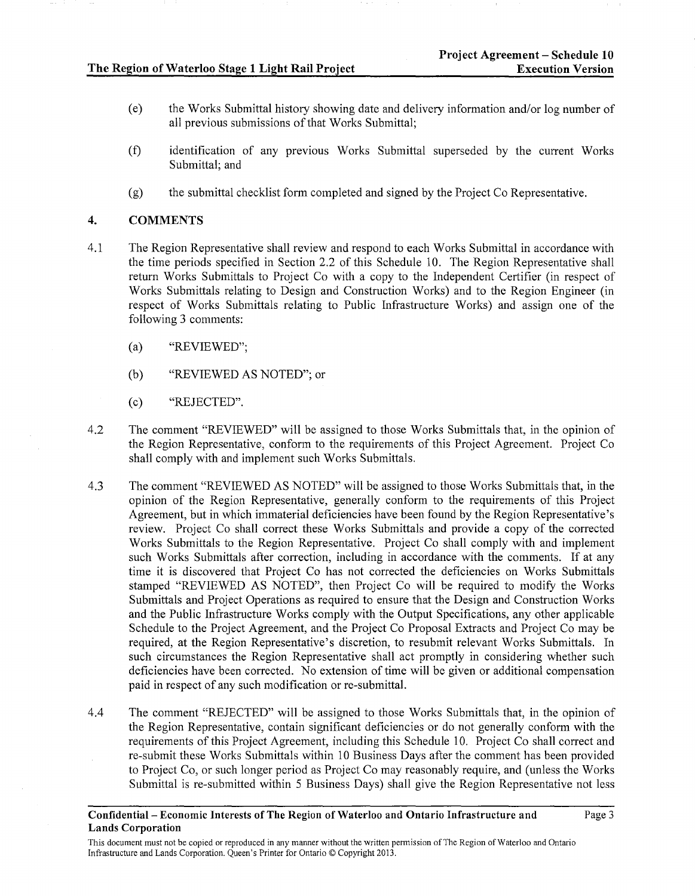(e) the Works Submittal history showing date and delivery information and/or log number of all previous submissions of that Works Submittal;

(f) identification of any previous Works Submittal superseded by the current Works Submittal; and

(g) the submittal checklist form completed and signed by the Project Co Representative.

## 4. COMMENTS

4.1 The Region Representative shall review and respond to each Works Submittal in accordance with the time periods specified in Section 2.2 of this Schedule 10. The Region Representative shall return Works Submittals to Project Co with a copy to the Independent Certifier (in respect of Works Submittals relating to Design and Construction Works) and to the Region Engineer (in respect of Works Submittals relating to Public Infrastructure Works) and assign one of the following 3 comments:

(a) "REVIEWED";

(b) "REVIEWED AS NOTED"; or

(c) "REJECTED".

4.2 The comment "REVIEWED" will be assigned to those Works Submittals that, in the opinion of the Region Representative, conform to the requirements of this Project Agreement. Project Co shall comply with and implement such Works Submittals.

4.3 The comment "REVIEWED AS NOTED" will be assigned to those Works Submittals that, in the opinion of the Region Representative, generally conform to the requirements of this Project Agreement, but in which immaterial deficiencies have been found by the Region Representative's review. Project Co shall correct these Works Submittals and provide a copy of the corrected Works Submittals to the Region Representative. Project Co shall comply with and implement such Works Submittals after correction, including in accordance with the comments. If at any time it is discovered that Project Co has not corrected the deficiencies on Works Submittals stamped "REVIEWED AS NOTED", then Project Co will be required to modify the Works Submittals and Project Operations as required to ensure that the Design and Construction Works and the Public Infrastructure Works comply with the Output Specifications, any other applicable Schedule to the Project Agreement, and the Project Co Proposal Extracts and Project Co may be required, at the Region Representative's discretion, to resubmit relevant Works Submittals. In such circumstances the Region Representative shall act promptly in considering whether such deficiencies have been corrected. No extension of time will be given or additional compensation paid in respect of any such modification or re-submittal.

4.4 The comment "REJECTED" will be assigned to those Works Submittals that, in the opinion of the Region Representative, contain significant deficiencies or do not generally conform with the requirements of this Project Agreement, including this Schedule 10. Project Co shall correct and re-submit these Works Submittals within 10 Business Days after the comment has been provided to Project Co, or such longer period as Project Co may reasonably require, and (unless the Works Submittal is re-submitted within 5 Business Days) shall give the Region Representative not less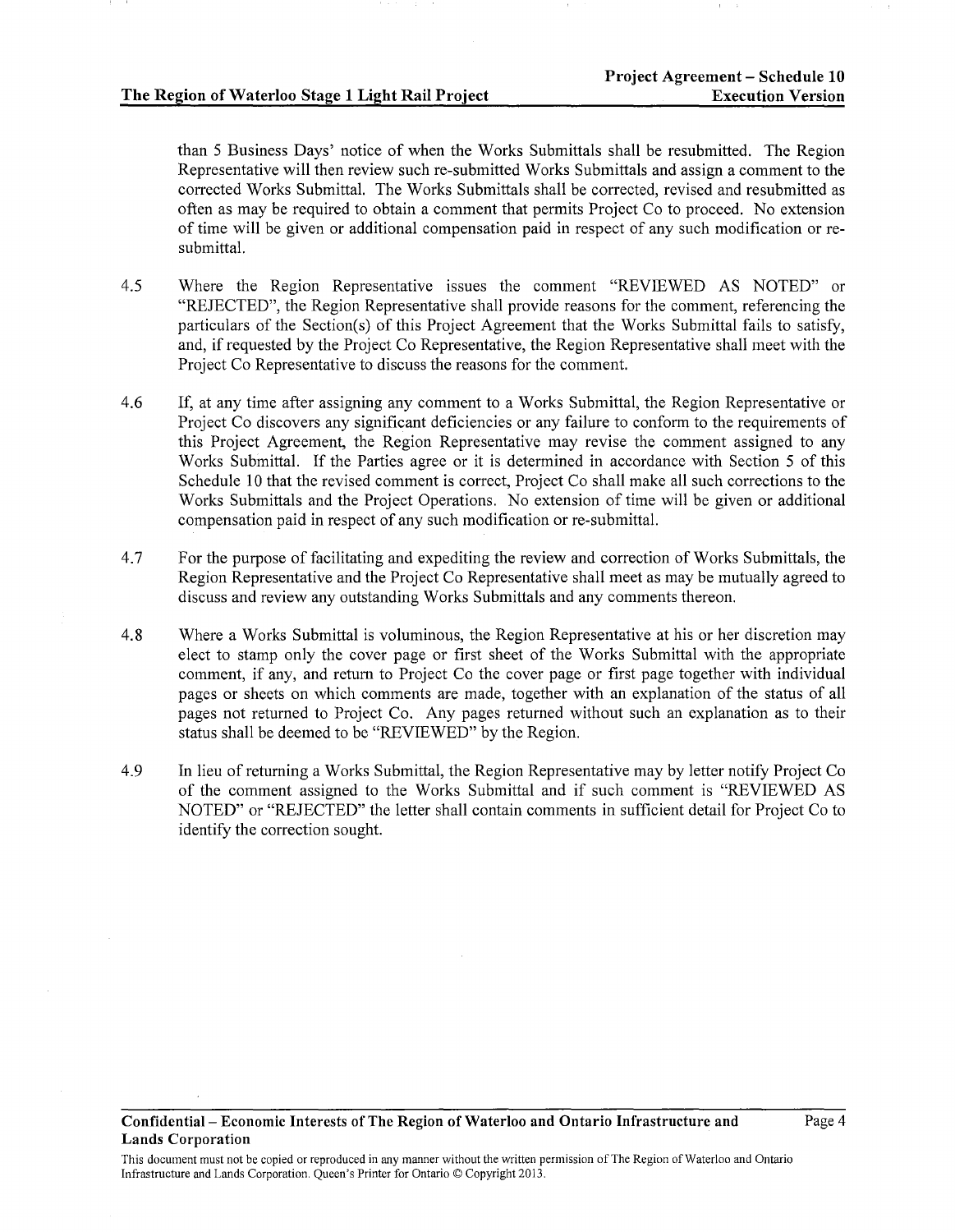than 5 Business Days' notice of when the Works Submittals shall be resubmitted. The Region Representative will then review such re-submitted Works Submittals and assign a comment to the corrected Works Submittal. The Works Submittals shall be corrected, revised and resubmitted as often as may be required to obtain a comment that permits Project Co to proceed. No extension of time will be given or additional compensation paid in respect of any such modification or re-submittal.

4.5 Where the Region Representative issues the comment "REVIEWED AS NOTED" or "REJECTED", the Region Representative shall provide reasons for the comment, referencing the particulars of the Section(s) of this Project Agreement that the Works Submittal fails to satisfy, and, if requested by the Project Co Representative, the Region Representative shall meet with the Project Co Representative to discuss the reasons for the comment.

4.6 If, at any time after assigning any comment to a Works Submittal, the Region Representative or Project Co discovers any significant deficiencies or any failure to conform to the requirements of this Project Agreement, the Region Representative may revise the comment assigned to any Works Submittal. If the Parties agree or it is determined in accordance with Section 5 of this Schedule 10 that the revised comment is correct, Project Co shall make all such corrections to the Works Submittals and the Project Operations. No extension of time will be given or additional compensation paid in respect of any such modification or re-submittal.

4.7 For the purpose of facilitating and expediting the review and correction of Works Submittals, the Region Representative and the Project Co Representative shall meet as may be mutually agreed to discuss and review any outstanding Works Submittals and any comments thereon.

4.8 Where a Works Submittal is voluminous, the Region Representative at his or her discretion may elect to stamp only the cover page or first sheet of the Works Submittal with the appropriate comment, if any, and return to Project Co the cover page or first page together with individual pages or sheets on which comments are made, together with an explanation of the status of all pages not returned to Project Co. Any pages returned without such an explanation as to their status shall be deemed to be "REVIEWED" by the Region.

4.9 In lieu of returning a Works Submittal, the Region Representative may by letter notify Project Co of the comment assigned to the Works Submittal and if such comment is "REVIEWED AS NOTED" or "REJECTED" the letter shall contain comments in sufficient detail for Project Co to identify the correction sought.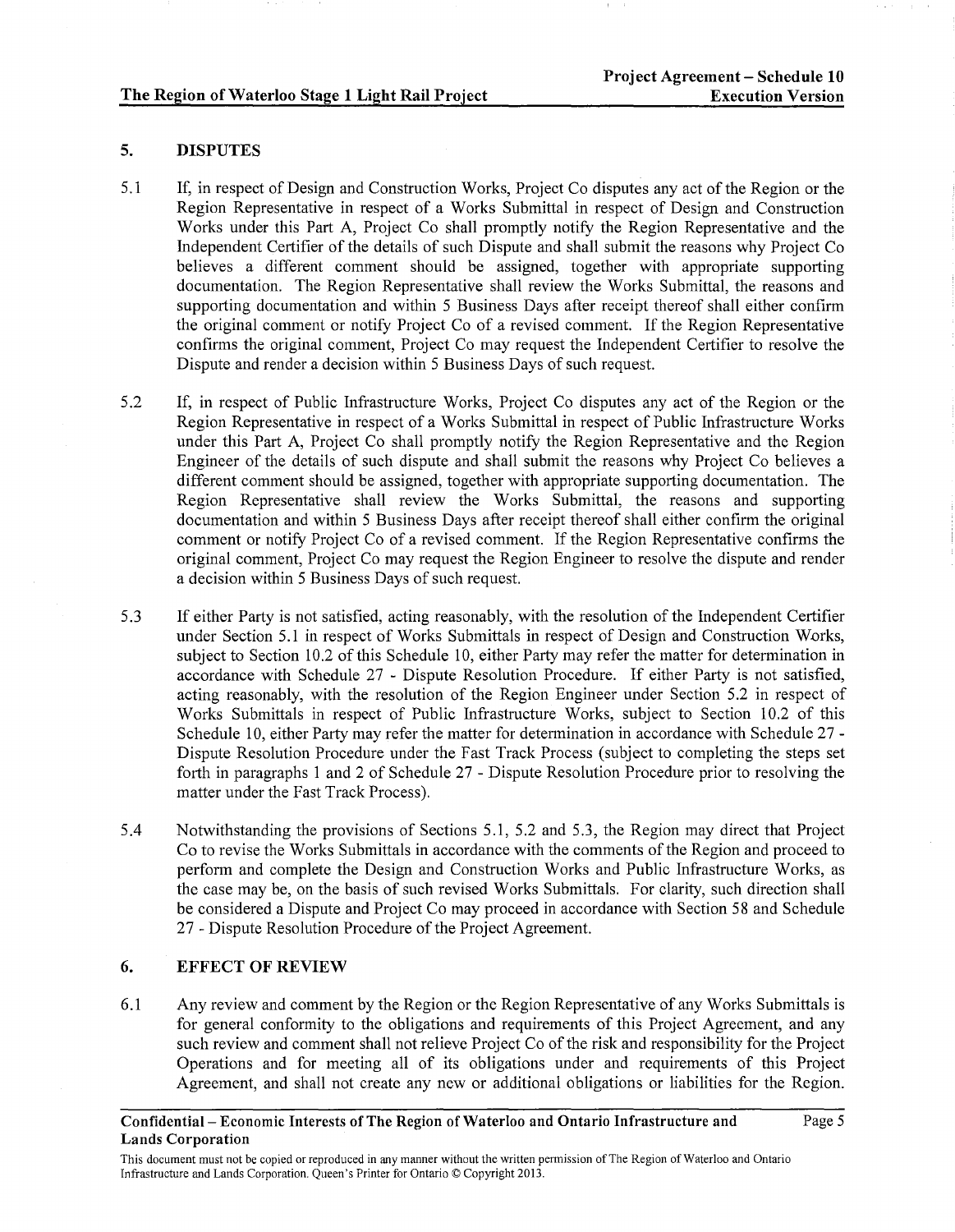## 5. DISPUTES

5.1 If, in respect of Design and Construction Works, Project Co disputes any act of the Region or the Region Representative in respect of a Works Submittal in respect of Design and Construction Works under this Part A, Project Co shall promptly notify the Region Representative and the Independent Certifier of the details of such Dispute and shall submit the reasons why Project Co believes a different comment should be assigned, together with appropriate supporting documentation. The Region Representative shall review the Works Submittal, the reasons and supporting documentation and within 5 Business Days after receipt thereof shall either confirm the original comment or notify Project Co of a revised comment. If the Region Representative confirms the original comment, Project Co may request the Independent Certifier to resolve the Dispute and render a decision within 5 Business Days of such request.

5.2 If, in respect of Public Infrastructure Works, Project Co disputes any act of the Region or the Region Representative in respect of a Works Submittal in respect of Public Infrastructure Works under this Part A, Project Co shall promptly notify the Region Representative and the Region Engineer of the details of such dispute and shall submit the reasons why Project Co believes a different comment should be assigned, together with appropriate supporting documentation. The Region Representative shall review the Works Submittal, the reasons and supporting documentation and within 5 Business Days after receipt thereof shall either confirm the original comment or notify Project Co of a revised comment. If the Region Representative confirms the original comment, Project Co may request the Region Engineer to resolve the dispute and render a decision within 5 Business Days of such request.

5.3 If either Party is not satisfied, acting reasonably, with the resolution of the Independent Certifier under Section 5.1 in respect of Works Submittals in respect of Design and Construction Works, subject to Section 10.2 of this Schedule 10, either Party may refer the matter for determination in accordance with Schedule 27 - Dispute Resolution Procedure. If either Party is not satisfied, acting reasonably, with the resolution of the Region Engineer under Section 5.2 in respect of Works Submittals in respect of Public Infrastructure Works, subject to Section 10.2 of this Schedule 10, either Party may refer the matter for determination in accordance with Schedule 27 - Dispute Resolution Procedure under the Fast Track Process (subject to completing the steps set forth in paragraphs 1 and 2 of Schedule 27 - Dispute Resolution Procedure prior to resolving the matter under the Fast Track Process).

5.4 Notwithstanding the provisions of Sections 5.1, 5.2 and 5.3, the Region may direct that Project Co to revise the Works Submittals in accordance with the comments of the Region and proceed to perform and complete the Design and Construction Works and Public Infrastructure Works, as the case may be, on the basis of such revised Works Submittals. For clarity, such direction shall be considered a Dispute and Project Co may proceed in accordance with Section 58 and Schedule 27 - Dispute Resolution Procedure of the Project Agreement.

## 6. EFFECT OF REVIEW

6.1 Any review and comment by the Region or the Region Representative of any Works Submittals is for general conformity to the obligations and requirements of this Project Agreement, and any such review and comment shall not relieve Project Co of the risk and responsibility for the Project Operations and for meeting all of its obligations under and requirements of this Project Agreement, and shall not create any new or additional obligations or liabilities for the Region.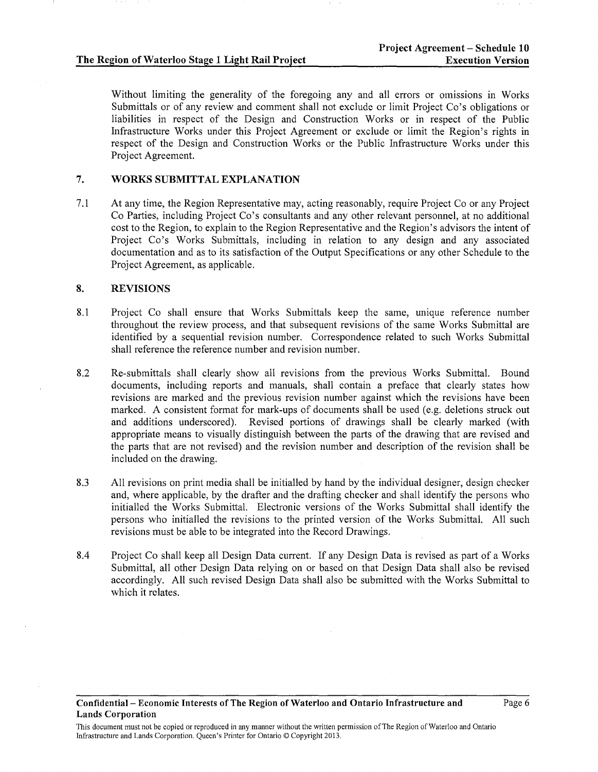Without limiting the generality of the foregoing any and all errors or omissions in Works Submittals or of any review and comment shall not exclude or limit Project Co's obligations or liabilities in respect of the Design and Construction Works or in respect of the Public Infrastructure Works under this Project Agreement or exclude or limit the Region's rights in respect of the Design and Construction Works or the Public Infrastructure Works under this Project Agreement.

## 7. WORKS SUBMITTAL EXPLANATION

7.1 At any time, the Region Representative may, acting reasonably, require Project Co or any Project Co Parties, including Project Co's consultants and any other relevant personnel, at no additional cost to the Region, to explain to the Region Representative and the Region's advisors the intent of Project Co's Works Submittals, including in relation to any design and any associated documentation and as to its satisfaction of the Output Specifications or any other Schedule to the Project Agreement, as applicable.

## 8. REVISIONS

8.1 Project Co shall ensure that Works Submittals keep the same, unique reference number throughout the review process, and that subsequent revisions of the same Works Submittal are identified by a sequential revision number. Correspondence related to such Works Submittal shall reference the reference number and revision number.

8.2 Re-submittals shall clearly show all revisions from the previous Works Submittal. Bound documents, including reports and manuals, shall contain a preface that clearly states how revisions are marked and the previous revision number against which the revisions have been marked. A consistent format for mark-ups of documents shall be used (e.g. deletions struck out and additions underscored). Revised portions of drawings shall be clearly marked (with appropriate means to visually distinguish between the parts of the drawing that are revised and the parts that are not revised) and the revision number and description of the revision shall be included on the drawing.

8.3 All revisions on print media shall be initialled by hand by the individual designer, design checker and, where applicable, by the drafter and the drafting checker and shall identify the persons who initialled the Works Submittal. Electronic versions of the Works Submittal shall identify the persons who initialled the revisions to the printed version of the Works Submittal. All such revisions must be able to be integrated into the Record Drawings.

8.4 Project Co shall keep all Design Data current. If any Design Data is revised as part of a Works Submittal, all other Design Data relying on or based on that Design Data shall also be revised accordingly. All such revised Design Data shall also be submitted with the Works Submittal to which it relates.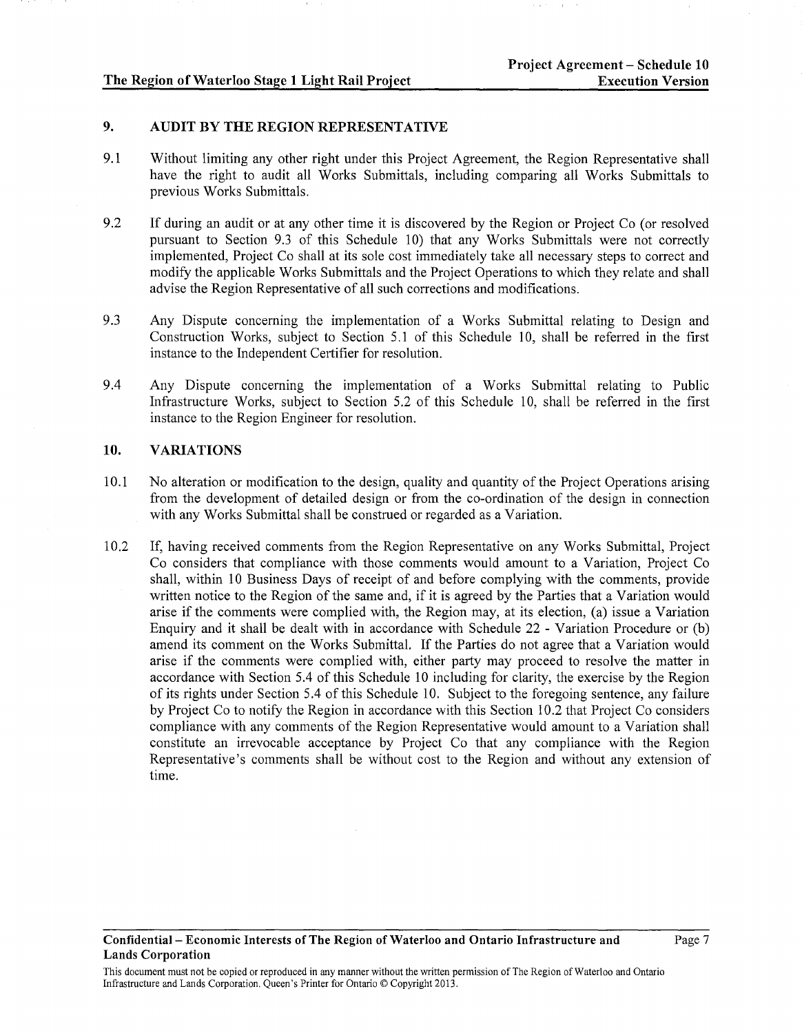## 9. AUDIT BY THE REGION REPRESENTATIVE

9.1 Without limiting any other right under this Project Agreement, the Region Representative shall have the right to audit all Works Submittals, including comparing all Works Submittals to previous Works Submittals.

9.2 If during an audit or at any other time it is discovered by the Region or Project Co (or resolved pursuant to Section 9.3 of this Schedule 10) that any Works Submittals were not correctly implemented, Project Co shall at its sole cost immediately take all necessary steps to correct and modify the applicable Works Submittals and the Project Operations to which they relate and shall advise the Region Representative of all such corrections and modifications.

9.3 Any Dispute concerning the implementation of a Works Submittal relating to Design and Construction Works, subject to Section 5.1 of this Schedule 10, shall be referred in the first instance to the Independent Certifier for resolution.

9.4 Any Dispute concerning the implementation of a Works Submittal relating to Public Infrastructure Works, subject to Section 5.2 of this Schedule 10, shall be referred in the first instance to the Region Engineer for resolution.

## 10. VARIATIONS

10.1 No alteration or modification to the design, quality and quantity of the Project Operations arising from the development of detailed design or from the co-ordination of the design in connection with any Works Submittal shall be construed or regarded as a Variation.

10.2 If, having received comments from the Region Representative on any Works Submittal, Project Co considers that compliance with those comments would amount to a Variation, Project Co shall, within 10 Business Days of receipt of and before complying with the comments, provide written notice to the Region of the same and, if it is agreed by the Parties that a Variation would arise if the comments were complied with, the Region may, at its election, (a) issue a Variation Enquiry and it shall be dealt with in accordance with Schedule 22 - Variation Procedure or (b) amend its comment on the Works Submittal. If the Parties do not agree that a Variation would arise if the comments were complied with, either party may proceed to resolve the matter in accordance with Section 5.4 of this Schedule 10 including for clarity, the exercise by the Region of its rights under Section 5.4 of this Schedule 10. Subject to the foregoing sentence, any failure by Project Co to notify the Region in accordance with this Section 10.2 that Project Co considers compliance with any comments of the Region Representative would amount to a Variation shall constitute an irrevocable acceptance by Project Co that any compliance with the Region Representative's comments shall be without cost to the Region and without any extension of time.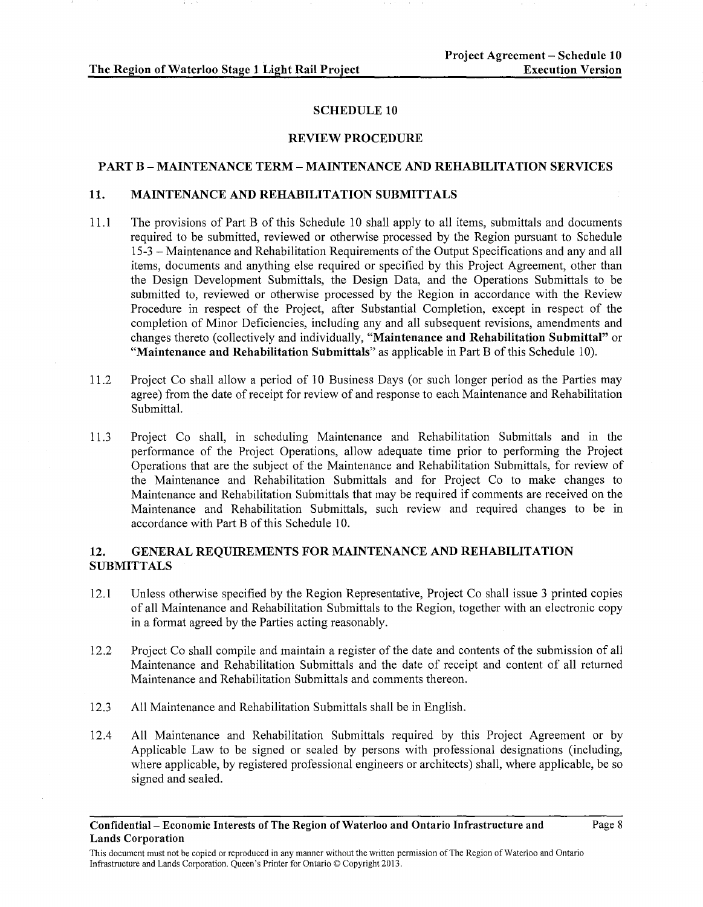## SCHEDULE 10

## REVIEW PROCEDURE

### PART B – MAINTENANCE TERM – MAINTENANCE AND REHABILITATION SERVICES

### 11. MAINTENANCE AND REHABILITATION SUBMITTALS

11.1 The provisions of Part B of this Schedule 10 shall apply to all items, submittals and documents required to be submitted, reviewed or otherwise processed by the Region pursuant to Schedule 15-3 – Maintenance and Rehabilitation Requirements of the Output Specifications and any and all items, documents and anything else required or specified by this Project Agreement, other than the Design Development Submittals, the Design Data, and the Operations Submittals to be submitted to, reviewed or otherwise processed by the Region in accordance with the Review Procedure in respect of the Project, after Substantial Completion, except in respect of the completion of Minor Deficiencies, including any and all subsequent revisions, amendments and changes thereto (collectively and individually, "**Maintenance and Rehabilitation Submittal**" or "**Maintenance and Rehabilitation Submittals**" as applicable in Part B of this Schedule 10).

11.2 Project Co shall allow a period of 10 Business Days (or such longer period as the Parties may agree) from the date of receipt for review of and response to each Maintenance and Rehabilitation Submittal.

11.3 Project Co shall, in scheduling Maintenance and Rehabilitation Submittals and in the performance of the Project Operations, allow adequate time prior to performing the Project Operations that are the subject of the Maintenance and Rehabilitation Submittals, for review of the Maintenance and Rehabilitation Submittals and for Project Co to make changes to Maintenance and Rehabilitation Submittals that may be required if comments are received on the Maintenance and Rehabilitation Submittals, such review and required changes to be in accordance with Part B of this Schedule 10.

### 12. GENERAL REQUIREMENTS FOR MAINTENANCE AND REHABILITATION SUBMITTALS

12.1 Unless otherwise specified by the Region Representative, Project Co shall issue 3 printed copies of all Maintenance and Rehabilitation Submittals to the Region, together with an electronic copy in a format agreed by the Parties acting reasonably.

12.2 Project Co shall compile and maintain a register of the date and contents of the submission of all Maintenance and Rehabilitation Submittals and the date of receipt and content of all returned Maintenance and Rehabilitation Submittals and comments thereon.

12.3 All Maintenance and Rehabilitation Submittals shall be in English.

12.4 All Maintenance and Rehabilitation Submittals required by this Project Agreement or by Applicable Law to be signed or sealed by persons with professional designations (including, where applicable, by registered professional engineers or architects) shall, where applicable, be so signed and sealed.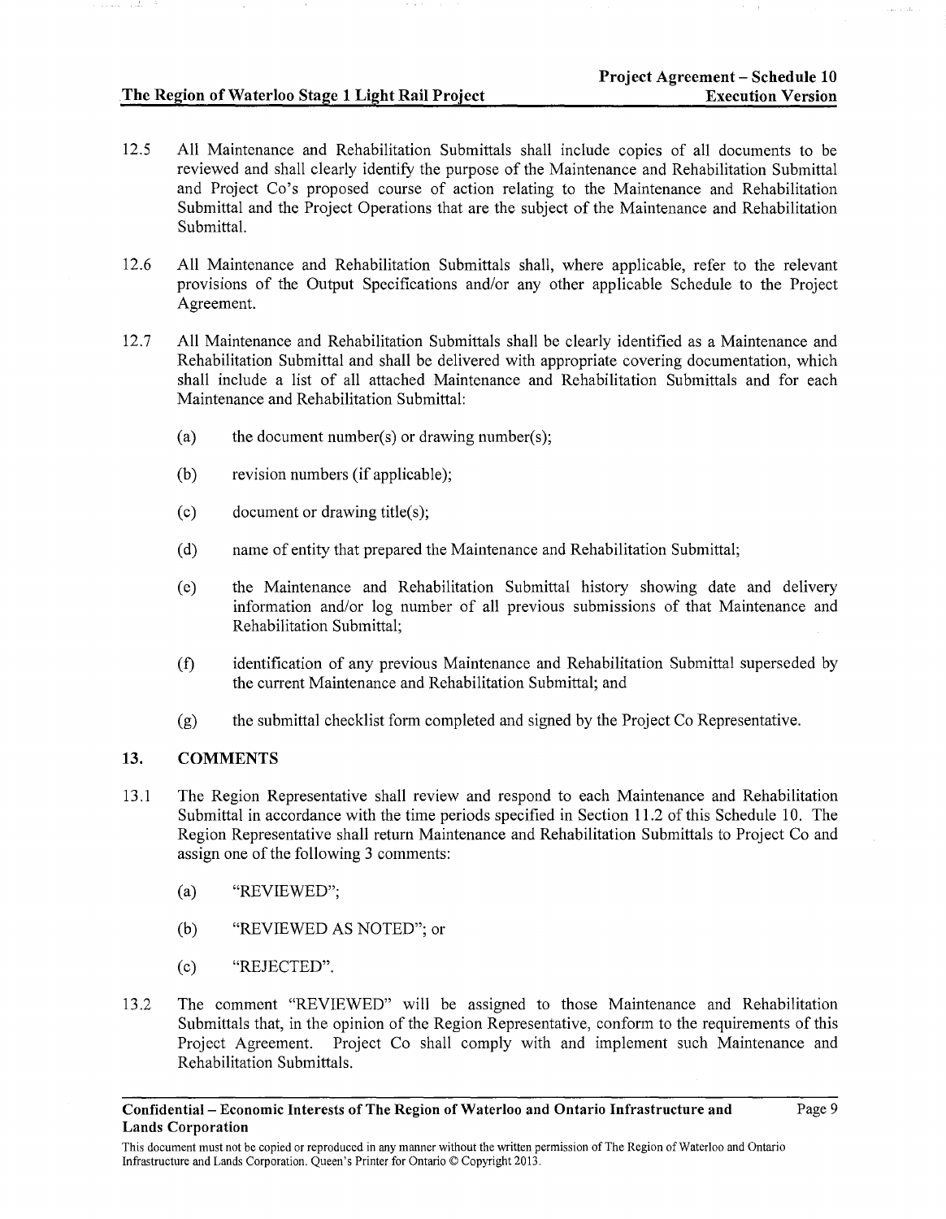12.5 All Maintenance and Rehabilitation Submittals shall include copies of all documents to be reviewed and shall clearly identify the purpose of the Maintenance and Rehabilitation Submittal and Project Co's proposed course of action relating to the Maintenance and Rehabilitation Submittal and the Project Operations that are the subject of the Maintenance and Rehabilitation Submittal.

12.6 All Maintenance and Rehabilitation Submittals shall, where applicable, refer to the relevant provisions of the Output Specifications and/or any other applicable Schedule to the Project Agreement.

12.7 All Maintenance and Rehabilitation Submittals shall be clearly identified as a Maintenance and Rehabilitation Submittal and shall be delivered with appropriate covering documentation, which shall include a list of all attached Maintenance and Rehabilitation Submittals and for each Maintenance and Rehabilitation Submittal:

(a) the document number(s) or drawing number(s);

(b) revision numbers (if applicable);

(c) document or drawing title(s);

(d) name of entity that prepared the Maintenance and Rehabilitation Submittal;

(e) the Maintenance and Rehabilitation Submittal history showing date and delivery information and/or log number of all previous submissions of that Maintenance and Rehabilitation Submittal;

(f) identification of any previous Maintenance and Rehabilitation Submittal superseded by the current Maintenance and Rehabilitation Submittal; and

(g) the submittal checklist form completed and signed by the Project Co Representative.

## 13. COMMENTS

13.1 The Region Representative shall review and respond to each Maintenance and Rehabilitation Submittal in accordance with the time periods specified in Section 11.2 of this Schedule 10. The Region Representative shall return Maintenance and Rehabilitation Submittals to Project Co and assign one of the following 3 comments:

(a) "REVIEWED";

(b) "REVIEWED AS NOTED"; or

(c) "REJECTED".

13.2 The comment "REVIEWED" will be assigned to those Maintenance and Rehabilitation Submittals that, in the opinion of the Region Representative, conform to the requirements of this Project Agreement. Project Co shall comply with and implement such Maintenance and Rehabilitation Submittals.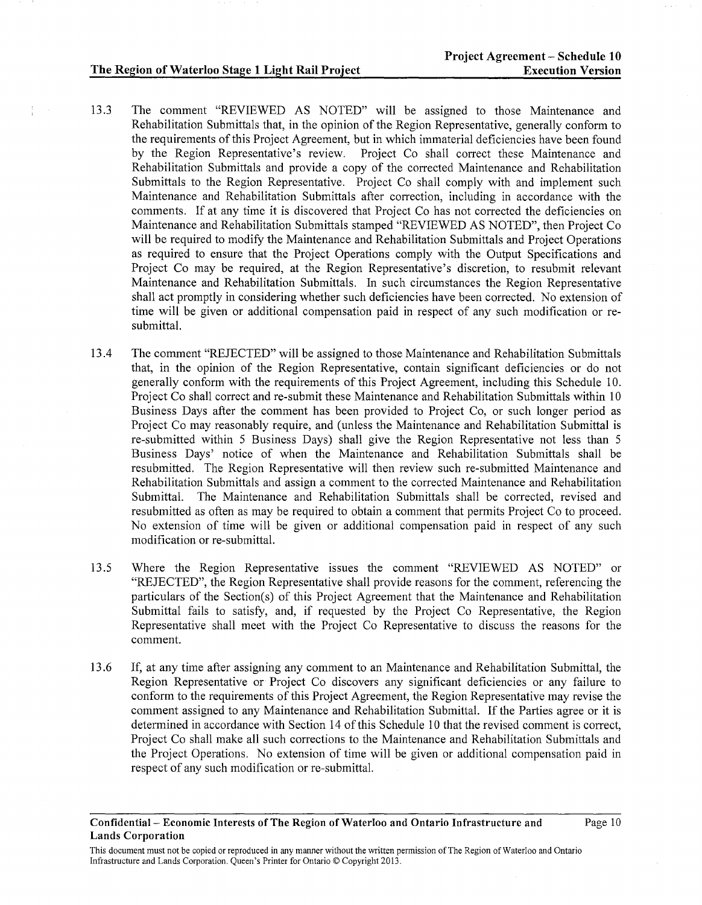13.3 The comment "REVIEWED AS NOTED" will be assigned to those Maintenance and Rehabilitation Submittals that, in the opinion of the Region Representative, generally conform to the requirements of this Project Agreement, but in which immaterial deficiencies have been found by the Region Representative's review. Project Co shall correct these Maintenance and Rehabilitation Submittals and provide a copy of the corrected Maintenance and Rehabilitation Submittals to the Region Representative. Project Co shall comply with and implement such Maintenance and Rehabilitation Submittals after correction, including in accordance with the comments. If at any time it is discovered that Project Co has not corrected the deficiencies on Maintenance and Rehabilitation Submittals stamped "REVIEWED AS NOTED", then Project Co will be required to modify the Maintenance and Rehabilitation Submittals and Project Operations as required to ensure that the Project Operations comply with the Output Specifications and Project Co may be required, at the Region Representative's discretion, to resubmit relevant Maintenance and Rehabilitation Submittals. In such circumstances the Region Representative shall act promptly in considering whether such deficiencies have been corrected. No extension of time will be given or additional compensation paid in respect of any such modification or re-submittal.

13.4 The comment "REJECTED" will be assigned to those Maintenance and Rehabilitation Submittals that, in the opinion of the Region Representative, contain significant deficiencies or do not generally conform with the requirements of this Project Agreement, including this Schedule 10. Project Co shall correct and re-submit these Maintenance and Rehabilitation Submittals within 10 Business Days after the comment has been provided to Project Co, or such longer period as Project Co may reasonably require, and (unless the Maintenance and Rehabilitation Submittal is re-submitted within 5 Business Days) shall give the Region Representative not less than 5 Business Days' notice of when the Maintenance and Rehabilitation Submittals shall be resubmitted. The Region Representative will then review such re-submitted Maintenance and Rehabilitation Submittals and assign a comment to the corrected Maintenance and Rehabilitation Submittal. The Maintenance and Rehabilitation Submittals shall be corrected, revised and resubmitted as often as may be required to obtain a comment that permits Project Co to proceed. No extension of time will be given or additional compensation paid in respect of any such modification or re-submittal.

13.5 Where the Region Representative issues the comment "REVIEWED AS NOTED" or "REJECTED", the Region Representative shall provide reasons for the comment, referencing the particulars of the Section(s) of this Project Agreement that the Maintenance and Rehabilitation Submittal fails to satisfy, and, if requested by the Project Co Representative, the Region Representative shall meet with the Project Co Representative to discuss the reasons for the comment.

13.6 If, at any time after assigning any comment to an Maintenance and Rehabilitation Submittal, the Region Representative or Project Co discovers any significant deficiencies or any failure to conform to the requirements of this Project Agreement, the Region Representative may revise the comment assigned to any Maintenance and Rehabilitation Submittal. If the Parties agree or it is determined in accordance with Section 14 of this Schedule 10 that the revised comment is correct, Project Co shall make all such corrections to the Maintenance and Rehabilitation Submittals and the Project Operations. No extension of time will be given or additional compensation paid in respect of any such modification or re-submittal.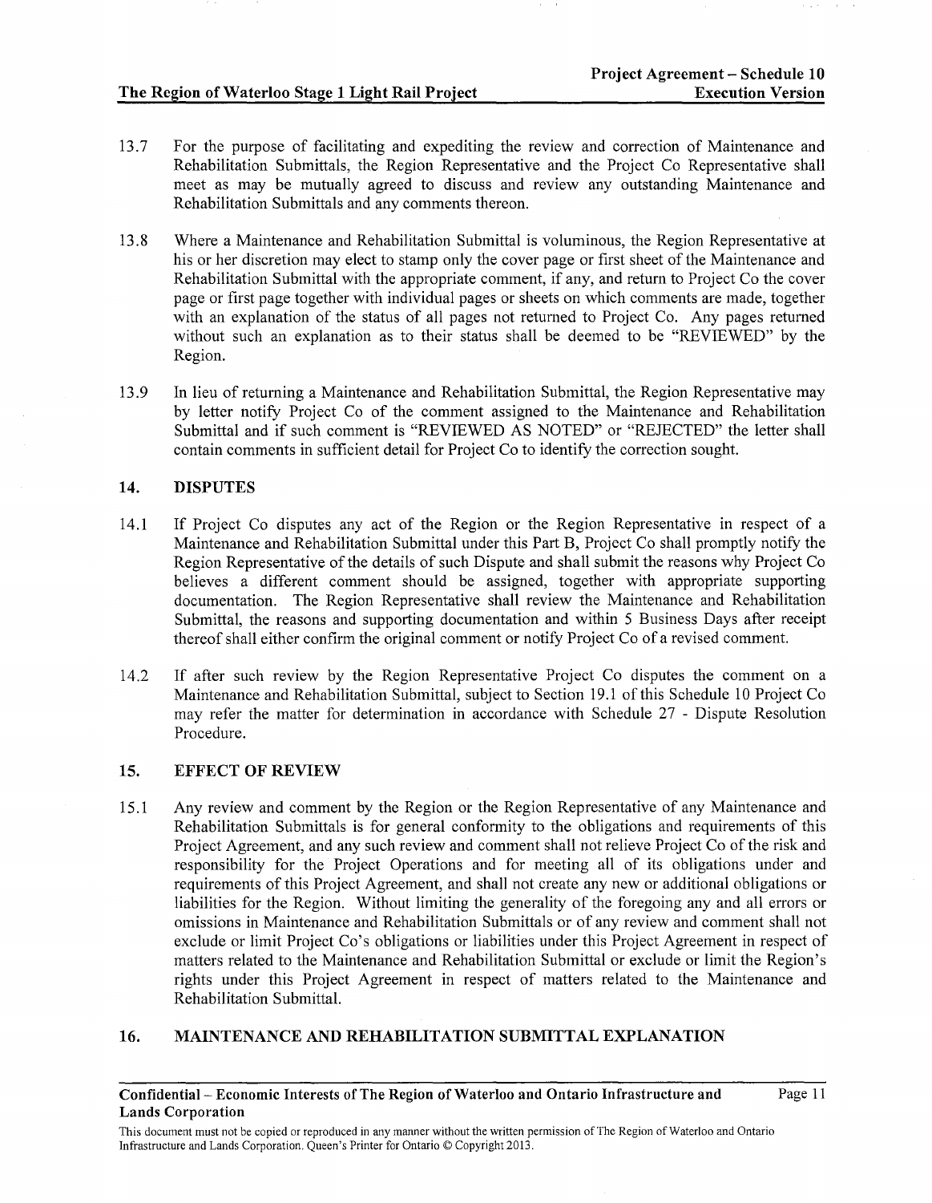13.7 For the purpose of facilitating and expediting the review and correction of Maintenance and Rehabilitation Submittals, the Region Representative and the Project Co Representative shall meet as may be mutually agreed to discuss and review any outstanding Maintenance and Rehabilitation Submittals and any comments thereon.

13.8 Where a Maintenance and Rehabilitation Submittal is voluminous, the Region Representative at his or her discretion may elect to stamp only the cover page or first sheet of the Maintenance and Rehabilitation Submittal with the appropriate comment, if any, and return to Project Co the cover page or first page together with individual pages or sheets on which comments are made, together with an explanation of the status of all pages not returned to Project Co. Any pages returned without such an explanation as to their status shall be deemed to be "REVIEWED" by the Region.

13.9 In lieu of returning a Maintenance and Rehabilitation Submittal, the Region Representative may by letter notify Project Co of the comment assigned to the Maintenance and Rehabilitation Submittal and if such comment is "REVIEWED AS NOTED" or "REJECTED" the letter shall contain comments in sufficient detail for Project Co to identify the correction sought.

## 14. DISPUTES

14.1 If Project Co disputes any act of the Region or the Region Representative in respect of a Maintenance and Rehabilitation Submittal under this Part B, Project Co shall promptly notify the Region Representative of the details of such Dispute and shall submit the reasons why Project Co believes a different comment should be assigned, together with appropriate supporting documentation. The Region Representative shall review the Maintenance and Rehabilitation Submittal, the reasons and supporting documentation and within 5 Business Days after receipt thereof shall either confirm the original comment or notify Project Co of a revised comment.

14.2 If after such review by the Region Representative Project Co disputes the comment on a Maintenance and Rehabilitation Submittal, subject to Section 19.1 of this Schedule 10 Project Co may refer the matter for determination in accordance with Schedule 27 - Dispute Resolution Procedure.

## 15. EFFECT OF REVIEW

15.1 Any review and comment by the Region or the Region Representative of any Maintenance and Rehabilitation Submittals is for general conformity to the obligations and requirements of this Project Agreement, and any such review and comment shall not relieve Project Co of the risk and responsibility for the Project Operations and for meeting all of its obligations under and requirements of this Project Agreement, and shall not create any new or additional obligations or liabilities for the Region. Without limiting the generality of the foregoing any and all errors or omissions in Maintenance and Rehabilitation Submittals or of any review and comment shall not exclude or limit Project Co's obligations or liabilities under this Project Agreement in respect of matters related to the Maintenance and Rehabilitation Submittal or exclude or limit the Region's rights under this Project Agreement in respect of matters related to the Maintenance and Rehabilitation Submittal.

## 16. MAINTENANCE AND REHABILITATION SUBMITTAL EXPLANATION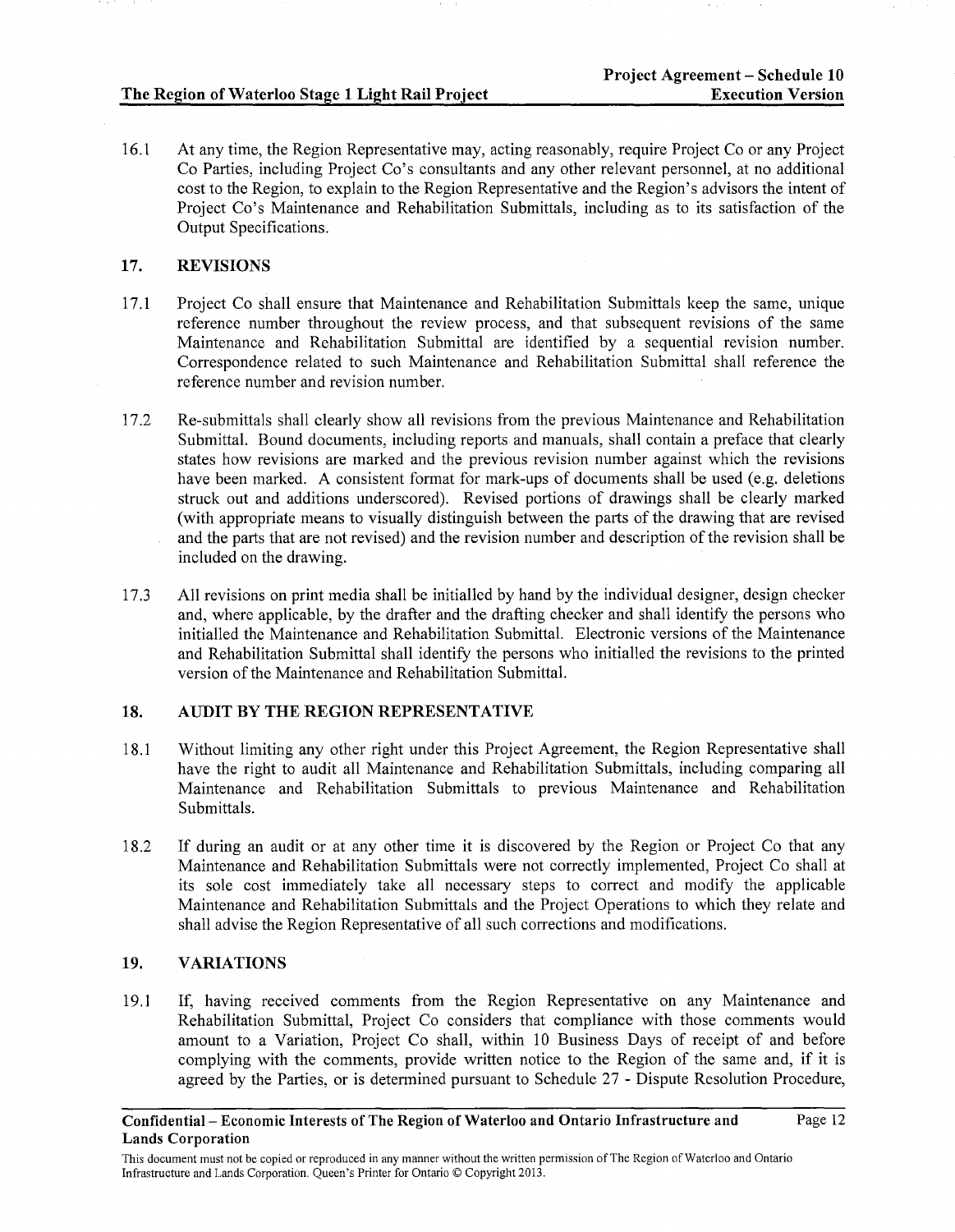16.1 At any time, the Region Representative may, acting reasonably, require Project Co or any Project Co Parties, including Project Co's consultants and any other relevant personnel, at no additional cost to the Region, to explain to the Region Representative and the Region's advisors the intent of Project Co's Maintenance and Rehabilitation Submittals, including as to its satisfaction of the Output Specifications.

## 17. REVISIONS

17.1 Project Co shall ensure that Maintenance and Rehabilitation Submittals keep the same, unique reference number throughout the review process, and that subsequent revisions of the same Maintenance and Rehabilitation Submittal are identified by a sequential revision number. Correspondence related to such Maintenance and Rehabilitation Submittal shall reference the reference number and revision number.

17.2 Re-submittals shall clearly show all revisions from the previous Maintenance and Rehabilitation Submittal. Bound documents, including reports and manuals, shall contain a preface that clearly states how revisions are marked and the previous revision number against which the revisions have been marked. A consistent format for mark-ups of documents shall be used (e.g. deletions struck out and additions underscored). Revised portions of drawings shall be clearly marked (with appropriate means to visually distinguish between the parts of the drawing that are revised and the parts that are not revised) and the revision number and description of the revision shall be included on the drawing.

17.3 All revisions on print media shall be initialled by hand by the individual designer, design checker and, where applicable, by the drafter and the drafting checker and shall identify the persons who initialled the Maintenance and Rehabilitation Submittal. Electronic versions of the Maintenance and Rehabilitation Submittal shall identify the persons who initialled the revisions to the printed version of the Maintenance and Rehabilitation Submittal.

## 18. AUDIT BY THE REGION REPRESENTATIVE

18.1 Without limiting any other right under this Project Agreement, the Region Representative shall have the right to audit all Maintenance and Rehabilitation Submittals, including comparing all Maintenance and Rehabilitation Submittals to previous Maintenance and Rehabilitation Submittals.

18.2 If during an audit or at any other time it is discovered by the Region or Project Co that any Maintenance and Rehabilitation Submittals were not correctly implemented, Project Co shall at its sole cost immediately take all necessary steps to correct and modify the applicable Maintenance and Rehabilitation Submittals and the Project Operations to which they relate and shall advise the Region Representative of all such corrections and modifications.

## 19. VARIATIONS

19.1 If, having received comments from the Region Representative on any Maintenance and Rehabilitation Submittal, Project Co considers that compliance with those comments would amount to a Variation, Project Co shall, within 10 Business Days of receipt of and before complying with the comments, provide written notice to the Region of the same and, if it is agreed by the Parties, or is determined pursuant to Schedule 27 - Dispute Resolution Procedure,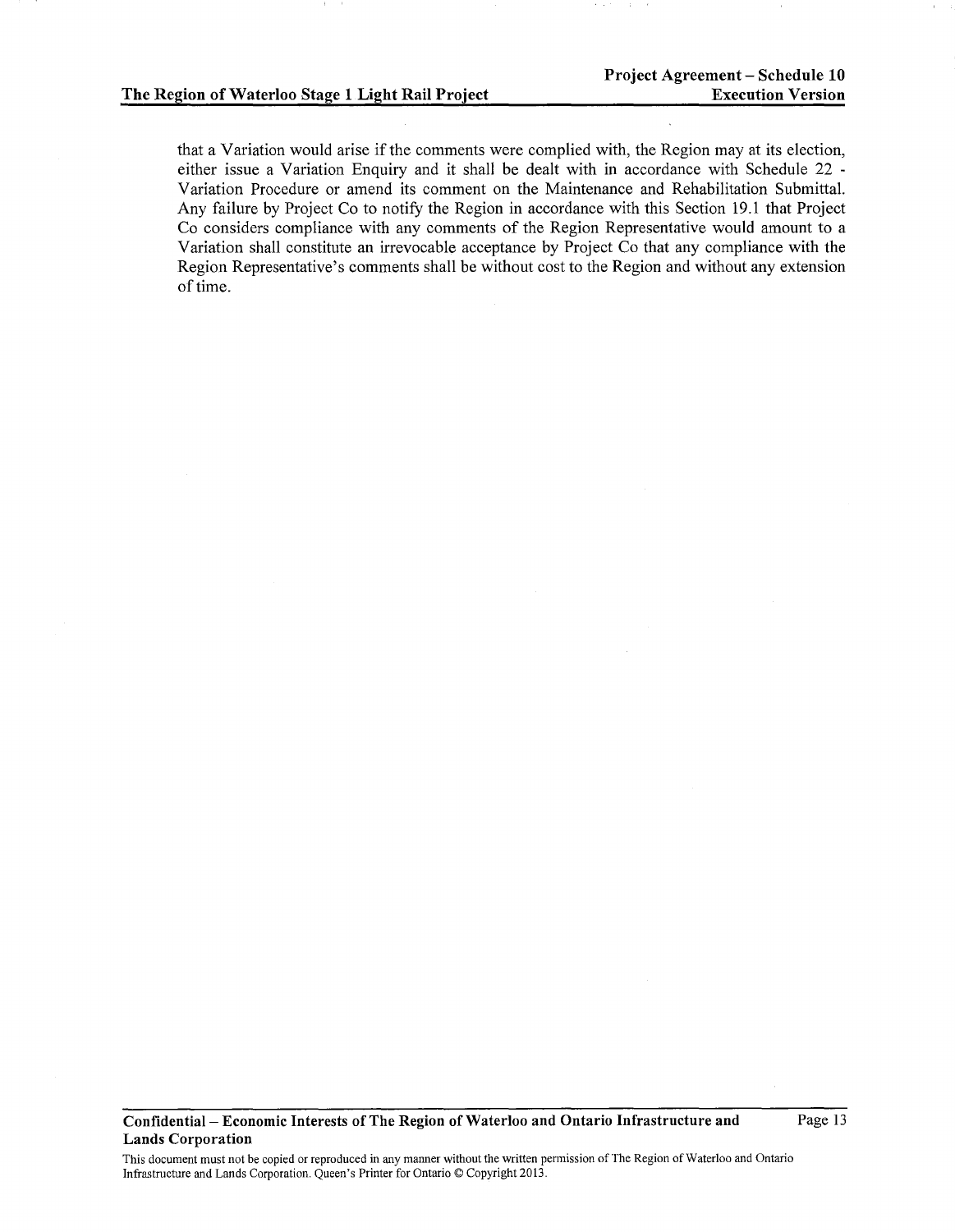that a Variation would arise if the comments were complied with, the Region may at its election, either issue a Variation Enquiry and it shall be dealt with in accordance with Schedule 22 - Variation Procedure or amend its comment on the Maintenance and Rehabilitation Submittal. Any failure by Project Co to notify the Region in accordance with this Section 19.1 that Project Co considers compliance with any comments of the Region Representative would amount to a Variation shall constitute an irrevocable acceptance by Project Co that any compliance with the Region Representative's comments shall be without cost to the Region and without any extension of time.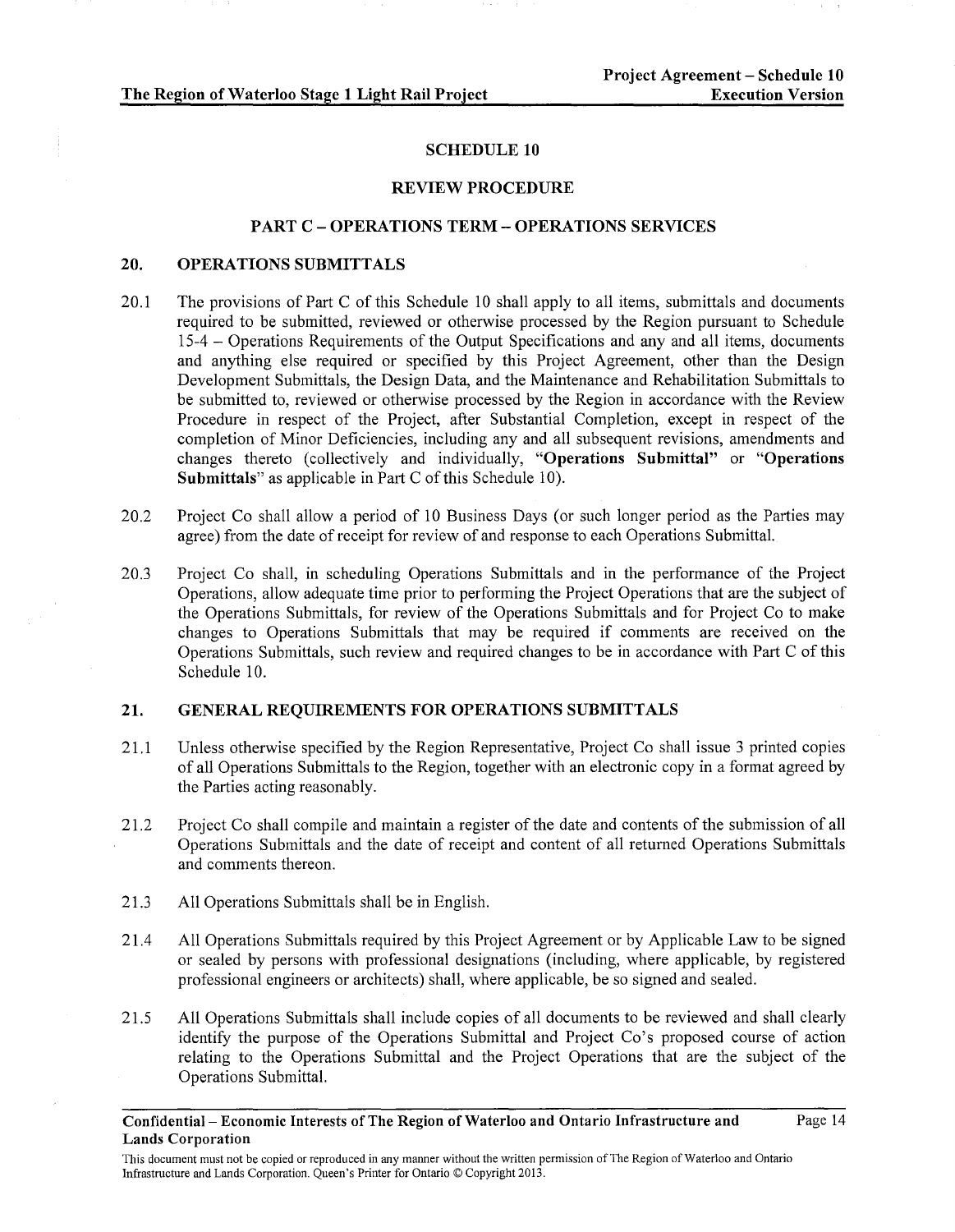# SCHEDULE 10

## REVIEW PROCEDURE

### PART C – OPERATIONS TERM – OPERATIONS SERVICES

### 20. OPERATIONS SUBMITTALS

20.1 The provisions of Part C of this Schedule 10 shall apply to all items, submittals and documents required to be submitted, reviewed or otherwise processed by the Region pursuant to Schedule 15-4 – Operations Requirements of the Output Specifications and any and all items, documents and anything else required or specified by this Project Agreement, other than the Design Development Submittals, the Design Data, and the Maintenance and Rehabilitation Submittals to be submitted to, reviewed or otherwise processed by the Region in accordance with the Review Procedure in respect of the Project, after Substantial Completion, except in respect of the completion of Minor Deficiencies, including any and all subsequent revisions, amendments and changes thereto (collectively and individually, **"Operations Submittal"** or **"Operations Submittals"** as applicable in Part C of this Schedule 10).

20.2 Project Co shall allow a period of 10 Business Days (or such longer period as the Parties may agree) from the date of receipt for review of and response to each Operations Submittal.

20.3 Project Co shall, in scheduling Operations Submittals and in the performance of the Project Operations, allow adequate time prior to performing the Project Operations that are the subject of the Operations Submittals, for review of the Operations Submittals and for Project Co to make changes to Operations Submittals that may be required if comments are received on the Operations Submittals, such review and required changes to be in accordance with Part C of this Schedule 10.

### 21. GENERAL REQUIREMENTS FOR OPERATIONS SUBMITTALS

21.1 Unless otherwise specified by the Region Representative, Project Co shall issue 3 printed copies of all Operations Submittals to the Region, together with an electronic copy in a format agreed by the Parties acting reasonably.

21.2 Project Co shall compile and maintain a register of the date and contents of the submission of all Operations Submittals and the date of receipt and content of all returned Operations Submittals and comments thereon.

21.3 All Operations Submittals shall be in English.

21.4 All Operations Submittals required by this Project Agreement or by Applicable Law to be signed or sealed by persons with professional designations (including, where applicable, by registered professional engineers or architects) shall, where applicable, be so signed and sealed.

21.5 All Operations Submittals shall include copies of all documents to be reviewed and shall clearly identify the purpose of the Operations Submittal and Project Co's proposed course of action relating to the Operations Submittal and the Project Operations that are the subject of the Operations Submittal.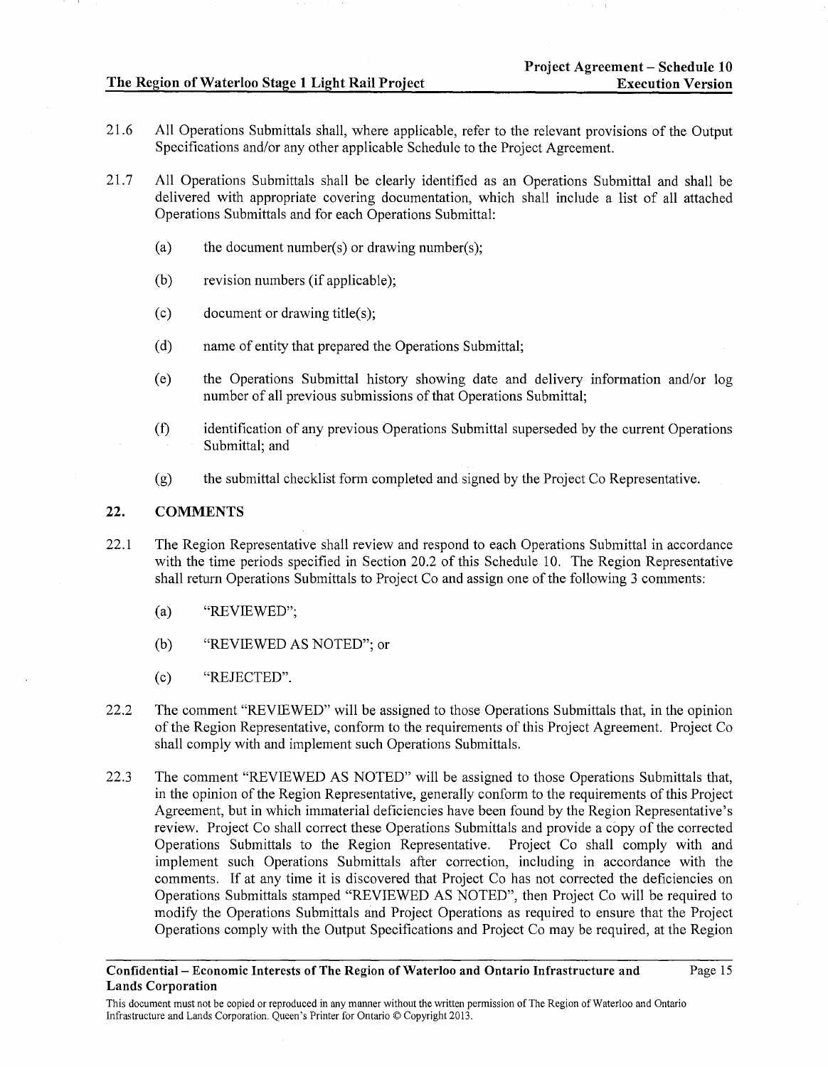21.6 All Operations Submittals shall, where applicable, refer to the relevant provisions of the Output Specifications and/or any other applicable Schedule to the Project Agreement.

21.7 All Operations Submittals shall be clearly identified as an Operations Submittal and shall be delivered with appropriate covering documentation, which shall include a list of all attached Operations Submittals and for each Operations Submittal:

(a) the document number(s) or drawing number(s);

(b) revision numbers (if applicable);

(c) document or drawing title(s);

(d) name of entity that prepared the Operations Submittal;

(e) the Operations Submittal history showing date and delivery information and/or log number of all previous submissions of that Operations Submittal;

(f) identification of any previous Operations Submittal superseded by the current Operations Submittal; and

(g) the submittal checklist form completed and signed by the Project Co Representative.

## 22. COMMENTS

22.1 The Region Representative shall review and respond to each Operations Submittal in accordance with the time periods specified in Section 20.2 of this Schedule 10. The Region Representative shall return Operations Submittals to Project Co and assign one of the following 3 comments:

(a) "REVIEWED";

(b) "REVIEWED AS NOTED"; or

(c) "REJECTED".

22.2 The comment "REVIEWED" will be assigned to those Operations Submittals that, in the opinion of the Region Representative, conform to the requirements of this Project Agreement. Project Co shall comply with and implement such Operations Submittals.

22.3 The comment "REVIEWED AS NOTED" will be assigned to those Operations Submittals that, in the opinion of the Region Representative, generally conform to the requirements of this Project Agreement, but in which immaterial deficiencies have been found by the Region Representative's review. Project Co shall correct these Operations Submittals and provide a copy of the corrected Operations Submittals to the Region Representative. Project Co shall comply with and implement such Operations Submittals after correction, including in accordance with the comments. If at any time it is discovered that Project Co has not corrected the deficiencies on Operations Submittals stamped "REVIEWED AS NOTED", then Project Co will be required to modify the Operations Submittals and Project Operations as required to ensure that the Project Operations comply with the Output Specifications and Project Co may be required, at the Region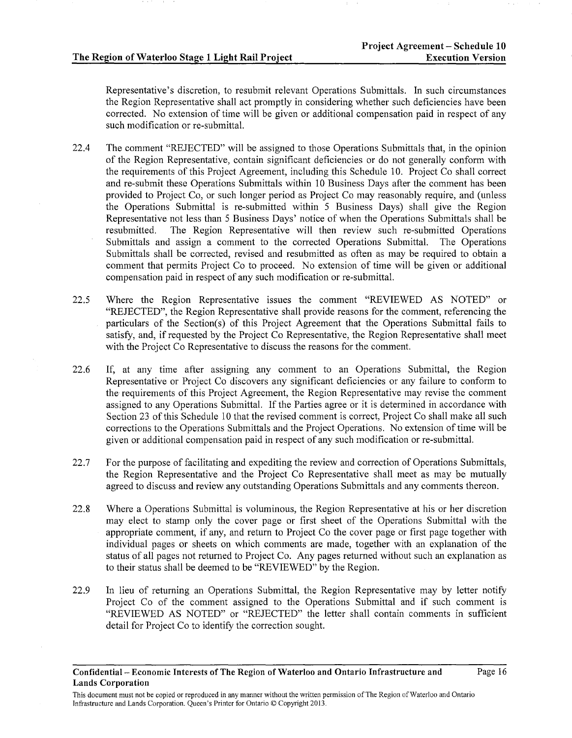Representative's discretion, to resubmit relevant Operations Submittals. In such circumstances the Region Representative shall act promptly in considering whether such deficiencies have been corrected. No extension of time will be given or additional compensation paid in respect of any such modification or re-submittal.

22.4 The comment "REJECTED" will be assigned to those Operations Submittals that, in the opinion of the Region Representative, contain significant deficiencies or do not generally conform with the requirements of this Project Agreement, including this Schedule 10. Project Co shall correct and re-submit these Operations Submittals within 10 Business Days after the comment has been provided to Project Co, or such longer period as Project Co may reasonably require, and (unless the Operations Submittal is re-submitted within 5 Business Days) shall give the Region Representative not less than 5 Business Days' notice of when the Operations Submittals shall be resubmitted. The Region Representative will then review such re-submitted Operations Submittals and assign a comment to the corrected Operations Submittal. The Operations Submittals shall be corrected, revised and resubmitted as often as may be required to obtain a comment that permits Project Co to proceed. No extension of time will be given or additional compensation paid in respect of any such modification or re-submittal.

22.5 Where the Region Representative issues the comment "REVIEWED AS NOTED" or "REJECTED", the Region Representative shall provide reasons for the comment, referencing the particulars of the Section(s) of this Project Agreement that the Operations Submittal fails to satisfy, and, if requested by the Project Co Representative, the Region Representative shall meet with the Project Co Representative to discuss the reasons for the comment.

22.6 If, at any time after assigning any comment to an Operations Submittal, the Region Representative or Project Co discovers any significant deficiencies or any failure to conform to the requirements of this Project Agreement, the Region Representative may revise the comment assigned to any Operations Submittal. If the Parties agree or it is determined in accordance with Section 23 of this Schedule 10 that the revised comment is correct, Project Co shall make all such corrections to the Operations Submittals and the Project Operations. No extension of time will be given or additional compensation paid in respect of any such modification or re-submittal.

22.7 For the purpose of facilitating and expediting the review and correction of Operations Submittals, the Region Representative and the Project Co Representative shall meet as may be mutually agreed to discuss and review any outstanding Operations Submittals and any comments thereon.

22.8 Where a Operations Submittal is voluminous, the Region Representative at his or her discretion may elect to stamp only the cover page or first sheet of the Operations Submittal with the appropriate comment, if any, and return to Project Co the cover page or first page together with individual pages or sheets on which comments are made, together with an explanation of the status of all pages not returned to Project Co. Any pages returned without such an explanation as to their status shall be deemed to be "REVIEWED" by the Region.

22.9 In lieu of returning an Operations Submittal, the Region Representative may by letter notify Project Co of the comment assigned to the Operations Submittal and if such comment is "REVIEWED AS NOTED" or "REJECTED" the letter shall contain comments in sufficient detail for Project Co to identify the correction sought.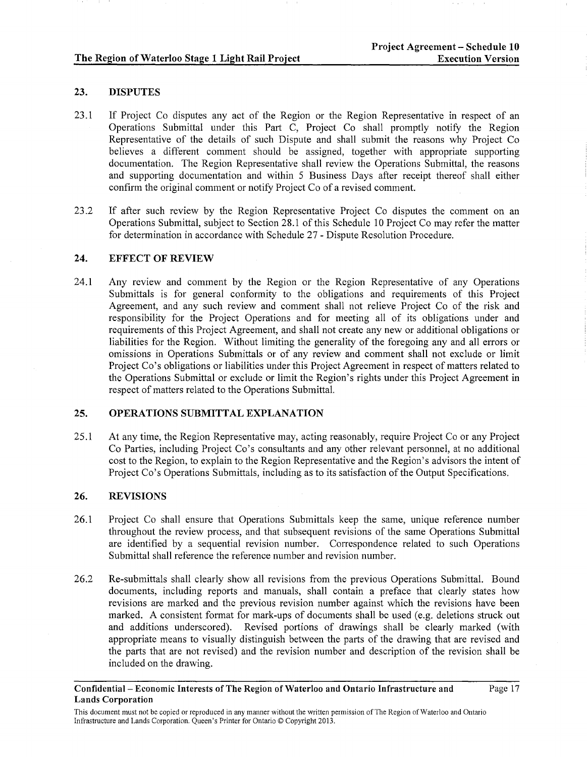## 23. DISPUTES

23.1 If Project Co disputes any act of the Region or the Region Representative in respect of an Operations Submittal under this Part C, Project Co shall promptly notify the Region Representative of the details of such Dispute and shall submit the reasons why Project Co believes a different comment should be assigned, together with appropriate supporting documentation. The Region Representative shall review the Operations Submittal, the reasons and supporting documentation and within 5 Business Days after receipt thereof shall either confirm the original comment or notify Project Co of a revised comment.

23.2 If after such review by the Region Representative Project Co disputes the comment on an Operations Submittal, subject to Section 28.1 of this Schedule 10 Project Co may refer the matter for determination in accordance with Schedule 27 - Dispute Resolution Procedure.

## 24. EFFECT OF REVIEW

24.1 Any review and comment by the Region or the Region Representative of any Operations Submittals is for general conformity to the obligations and requirements of this Project Agreement, and any such review and comment shall not relieve Project Co of the risk and responsibility for the Project Operations and for meeting all of its obligations under and requirements of this Project Agreement, and shall not create any new or additional obligations or liabilities for the Region. Without limiting the generality of the foregoing any and all errors or omissions in Operations Submittals or of any review and comment shall not exclude or limit Project Co's obligations or liabilities under this Project Agreement in respect of matters related to the Operations Submittal or exclude or limit the Region's rights under this Project Agreement in respect of matters related to the Operations Submittal.

## 25. OPERATIONS SUBMITTAL EXPLANATION

25.1 At any time, the Region Representative may, acting reasonably, require Project Co or any Project Co Parties, including Project Co's consultants and any other relevant personnel, at no additional cost to the Region, to explain to the Region Representative and the Region's advisors the intent of Project Co's Operations Submittals, including as to its satisfaction of the Output Specifications.

## 26. REVISIONS

26.1 Project Co shall ensure that Operations Submittals keep the same, unique reference number throughout the review process, and that subsequent revisions of the same Operations Submittal are identified by a sequential revision number. Correspondence related to such Operations Submittal shall reference the reference number and revision number.

26.2 Re-submittals shall clearly show all revisions from the previous Operations Submittal. Bound documents, including reports and manuals, shall contain a preface that clearly states how revisions are marked and the previous revision number against which the revisions have been marked. A consistent format for mark-ups of documents shall be used (e.g. deletions struck out and additions underscored). Revised portions of drawings shall be clearly marked (with appropriate means to visually distinguish between the parts of the drawing that are revised and the parts that are not revised) and the revision number and description of the revision shall be included on the drawing.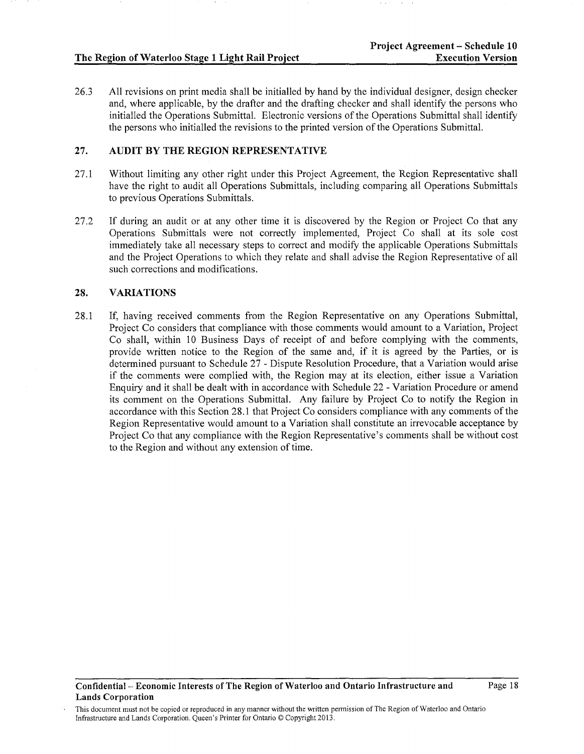26.3 All revisions on print media shall be initialled by hand by the individual designer, design checker and, where applicable, by the drafter and the drafting checker and shall identify the persons who initialled the Operations Submittal. Electronic versions of the Operations Submittal shall identify the persons who initialled the revisions to the printed version of the Operations Submittal.

## 27. AUDIT BY THE REGION REPRESENTATIVE

27.1 Without limiting any other right under this Project Agreement, the Region Representative shall have the right to audit all Operations Submittals, including comparing all Operations Submittals to previous Operations Submittals.

27.2 If during an audit or at any other time it is discovered by the Region or Project Co that any Operations Submittals were not correctly implemented, Project Co shall at its sole cost immediately take all necessary steps to correct and modify the applicable Operations Submittals and the Project Operations to which they relate and shall advise the Region Representative of all such corrections and modifications.

## 28. VARIATIONS

28.1 If, having received comments from the Region Representative on any Operations Submittal, Project Co considers that compliance with those comments would amount to a Variation, Project Co shall, within 10 Business Days of receipt of and before complying with the comments, provide written notice to the Region of the same and, if it is agreed by the Parties, or is determined pursuant to Schedule 27 - Dispute Resolution Procedure, that a Variation would arise if the comments were complied with, the Region may at its election, either issue a Variation Enquiry and it shall be dealt with in accordance with Schedule 22 - Variation Procedure or amend its comment on the Operations Submittal. Any failure by Project Co to notify the Region in accordance with this Section 28.1 that Project Co considers compliance with any comments of the Region Representative would amount to a Variation shall constitute an irrevocable acceptance by Project Co that any compliance with the Region Representative's comments shall be without cost to the Region and without any extension of time.